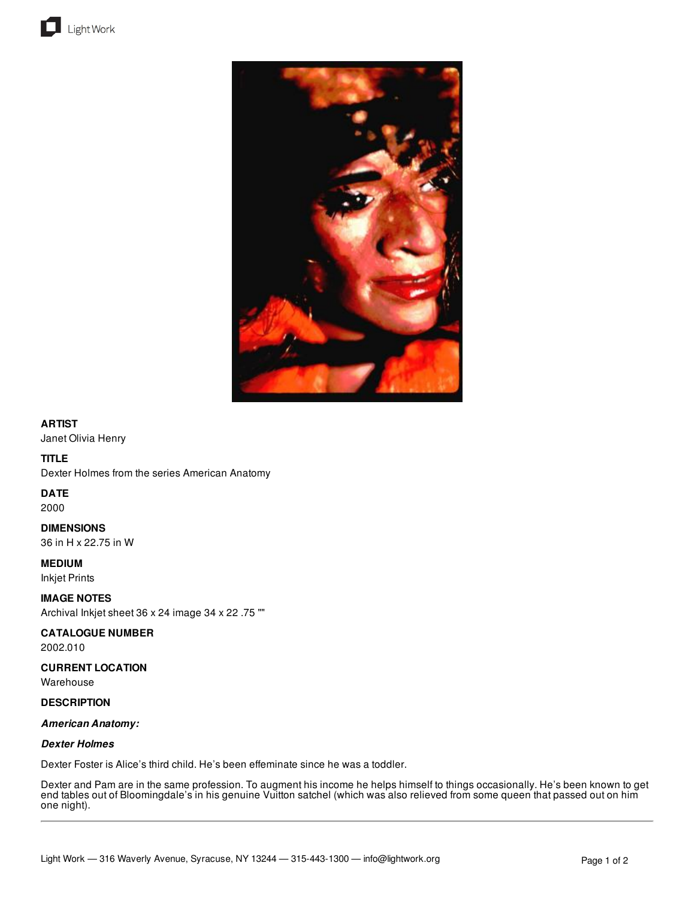**ARTIST**

Janet Olivia Henry

**TITLE**

Dexter Holmes from the series American Anatomy

**DATE**

2000

**DIMENSIONS**

36 in H x 22.75 in W

**MEDIUM**

Inkjet Prints

**IMAGE NOTES**

Archival Inkjet sheet 36 x 24 image 34 x 22 .75 ""

**CATALOGUE NUMBER**

2002.010

**CURRENT LOCATION**

Warehouse

**DESCRIPTION**

***American Anatomy:***

***Dexter Holmes***

Dexter Foster is Alice's third child. He's been effeminate since he was a toddler.

Dexter and Pam are in the same profession. To augment his income he helps himself to things occasionally. He's been known to get end tables out of Bloomingdale's in his genuine Vuitton satchel (which was also relieved from some queen that passed out on him one night).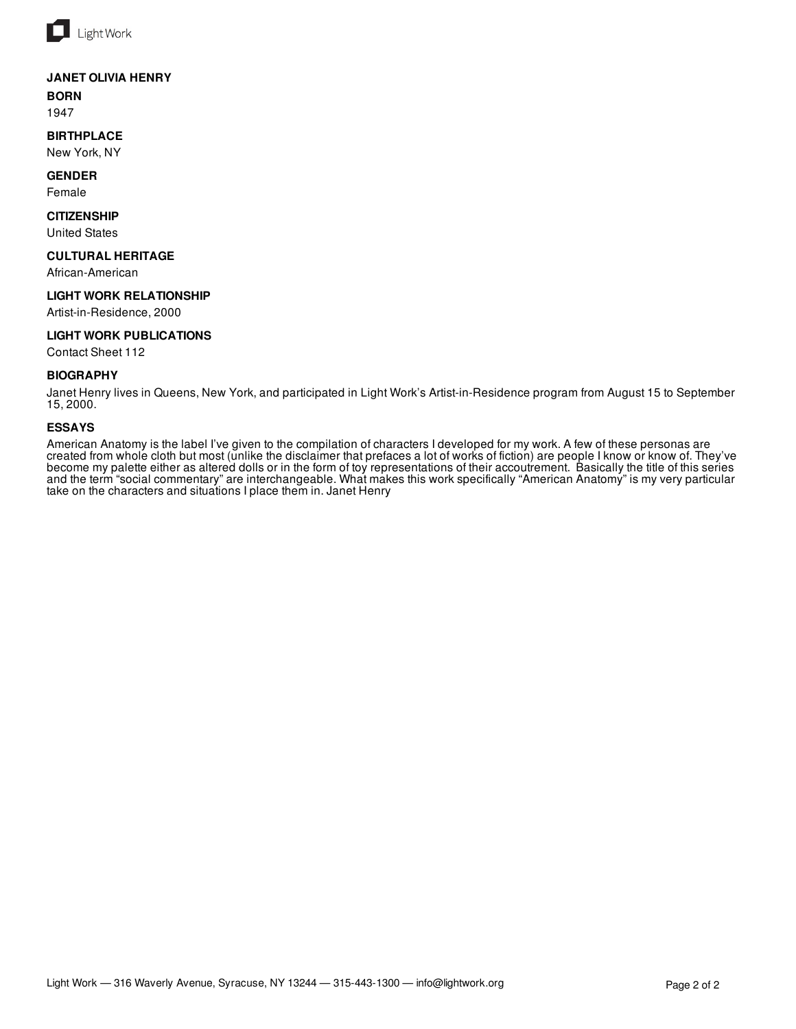**JANET OLIVIA HENRY**

**BORN**

1947

**BIRTHPLACE**

New York, NY

**GENDER**

Female

**CITIZENSHIP**

United States

**CULTURAL HERITAGE**

African-American

**LIGHT WORK RELATIONSHIP**

Artist-in-Residence, 2000

**LIGHT WORK PUBLICATIONS**

Contact Sheet 112

**BIOGRAPHY**

Janet Henry lives in Queens, New York, and participated in Light Work's Artist-in-Residence program from August 15 to September 15, 2000.

**ESSAYS**

American Anatomy is the label I've given to the compilation of characters I developed for my work. A few of these personas are created from whole cloth but most (unlike the disclaimer that prefaces a lot of works of fiction) are people I know or know of. They've become my palette either as altered dolls or in the form of toy representations of their accoutrement. Basically the title of this series and the term "social commentary" are interchangeable. What makes this work specifically "American Anatomy" is my very particular take on the characters and situations I place them in. Janet Henry